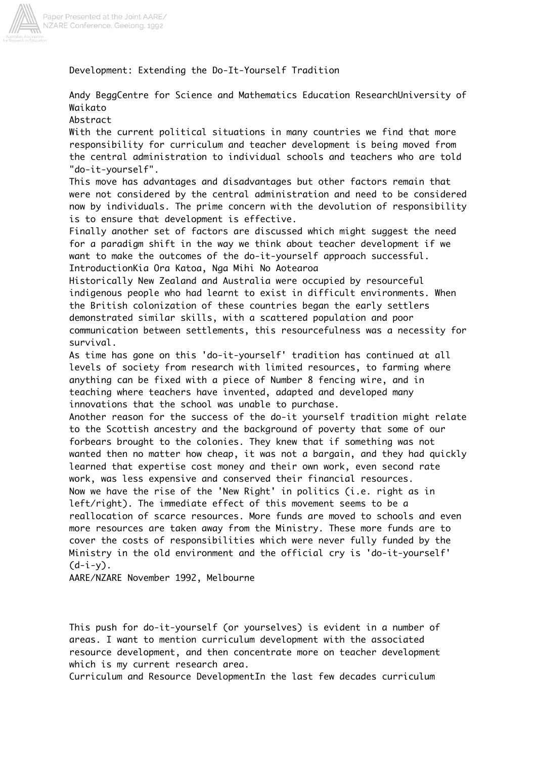# Development: Extending the Do-It-Yourself Tradition

Andy Begg
Centre for Science and Mathematics Education Research
University of Waikato

## Abstract

With the current political situations in many countries we find that more responsibility for curriculum and teacher development is being moved from the central administration to individual schools and teachers who are told "do-it-yourself".

This move has advantages and disadvantages but other factors remain that were not considered by the central administration and need to be considered now by individuals. The prime concern with the devolution of responsibility is to ensure that development is effective.

Finally another set of factors are discussed which might suggest the need for a paradigm shift in the way we think about teacher development if we want to make the outcomes of the do-it-yourself approach successful.

## Introduction

Kia Ora Katoa, Nga Mihi No Aotearoa

Historically New Zealand and Australia were occupied by resourceful indigenous people who had learnt to exist in difficult environments. When the British colonization of these countries began the early settlers demonstrated similar skills, with a scattered population and poor communication between settlements, this resourcefulness was a necessity for survival.

As time has gone on this 'do-it-yourself' tradition has continued at all levels of society from research with limited resources, to farming where anything can be fixed with a piece of Number 8 fencing wire, and in teaching where teachers have invented, adapted and developed many innovations that the school was unable to purchase.

Another reason for the success of the do-it yourself tradition might relate to the Scottish ancestry and the background of poverty that some of our forbears brought to the colonies. They knew that if something was not wanted then no matter how cheap, it was not a bargain, and they had quickly learned that expertise cost money and their own work, even second rate work, was less expensive and conserved their financial resources.

Now we have the rise of the 'New Right' in politics (i.e. right as in left/right). The immediate effect of this movement seems to be a reallocation of scarce resources. More funds are moved to schools and even more resources are taken away from the Ministry. These more funds are to cover the costs of responsibilities which were never fully funded by the Ministry in the old environment and the official cry is 'do-it-yourself' (d-i-y).

AARE/NZARE November 1992, Melbourne

This push for do-it-yourself (or yourselves) is evident in a number of areas. I want to mention curriculum development with the associated resource development, and then concentrate more on teacher development which is my current research area.

## Curriculum and Resource Development

In the last few decades curriculum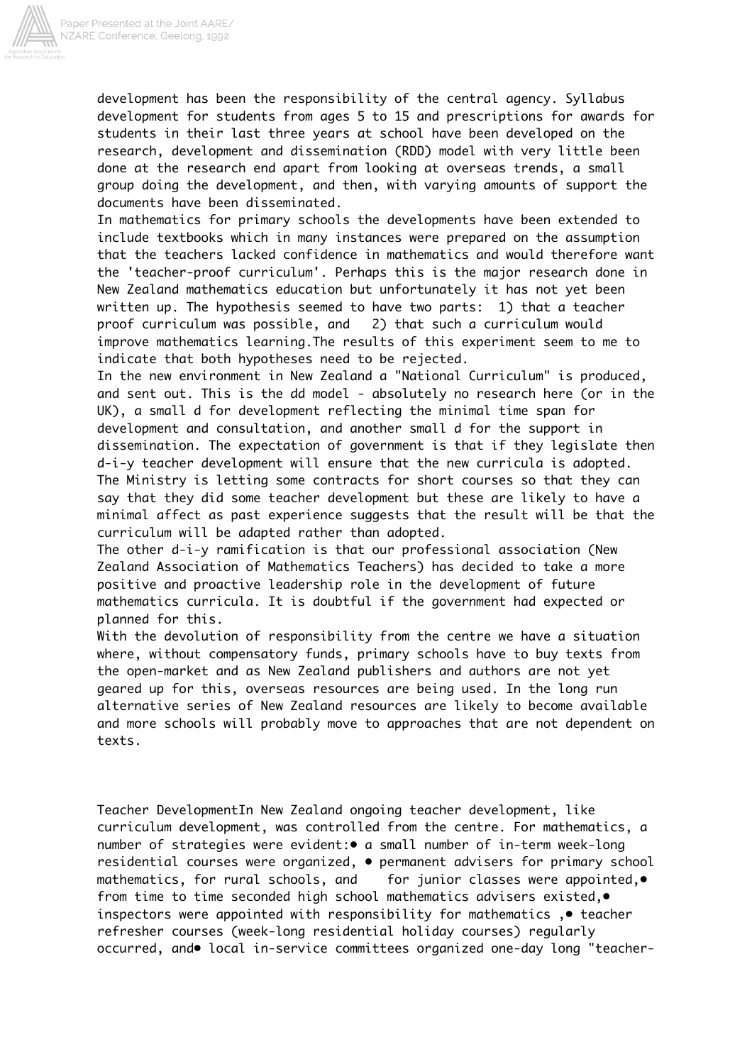development has been the responsibility of the central agency. Syllabus development for students from ages 5 to 15 and prescriptions for awards for students in their last three years at school have been developed on the research, development and dissemination (RDD) model with very little been done at the research end apart from looking at overseas trends, a small group doing the development, and then, with varying amounts of support the documents have been disseminated.

In mathematics for primary schools the developments have been extended to include textbooks which in many instances were prepared on the assumption that the teachers lacked confidence in mathematics and would therefore want the 'teacher-proof curriculum'. Perhaps this is the major research done in New Zealand mathematics education but unfortunately it has not yet been written up. The hypothesis seemed to have two parts: 1) that a teacher proof curriculum was possible, and 2) that such a curriculum would improve mathematics learning.The results of this experiment seem to me to indicate that both hypotheses need to be rejected.

In the new environment in New Zealand a "National Curriculum" is produced, and sent out. This is the dd model - absolutely no research here (or in the UK), a small d for development reflecting the minimal time span for development and consultation, and another small d for the support in dissemination. The expectation of government is that if they legislate then d-i-y teacher development will ensure that the new curricula is adopted. The Ministry is letting some contracts for short courses so that they can say that they did some teacher development but these are likely to have a minimal affect as past experience suggests that the result will be that the curriculum will be adapted rather than adopted.

The other d-i-y ramification is that our professional association (New Zealand Association of Mathematics Teachers) has decided to take a more positive and proactive leadership role in the development of future mathematics curricula. It is doubtful if the government had expected or planned for this.

With the devolution of responsibility from the centre we have a situation where, without compensatory funds, primary schools have to buy texts from the open-market and as New Zealand publishers and authors are not yet geared up for this, overseas resources are being used. In the long run alternative series of New Zealand resources are likely to become available and more schools will probably move to approaches that are not dependent on texts.

## Teacher Development

In New Zealand ongoing teacher development, like curriculum development, was controlled from the centre. For mathematics, a number of strategies were evident:

- a small number of in-term week-long residential courses were organized,
- permanent advisers for primary school mathematics, for rural schools, and for junior classes were appointed,
- from time to time seconded high school mathematics advisers existed,
- inspectors were appointed with responsibility for mathematics ,
- teacher refresher courses (week-long residential holiday courses) regularly occurred, and
- local in-service committees organized one-day long "teacher-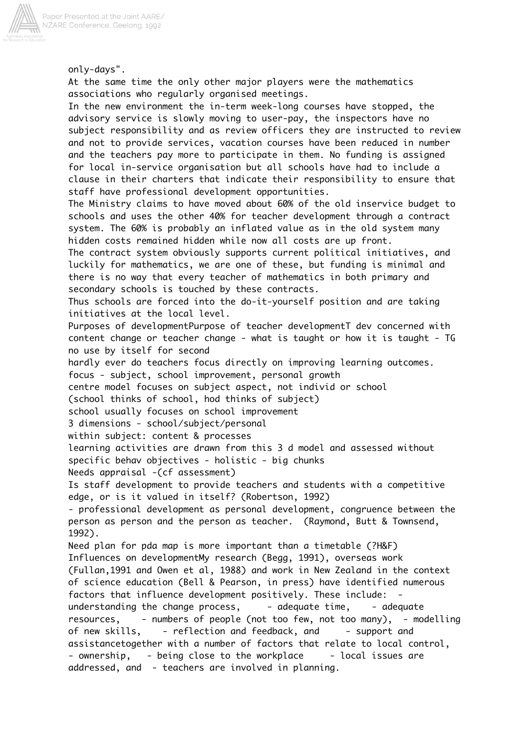only-days".

At the same time the only other major players were the mathematics associations who regularly organised meetings.

In the new environment the in-term week-long courses have stopped, the advisory service is slowly moving to user-pay, the inspectors have no subject responsibility and as review officers they are instructed to review and not to provide services, vacation courses have been reduced in number and the teachers pay more to participate in them. No funding is assigned for local in-service organisation but all schools have had to include a clause in their charters that indicate their responsibility to ensure that staff have professional development opportunities.

The Ministry claims to have moved about 60% of the old inservice budget to schools and uses the other 40% for teacher development through a contract system. The 60% is probably an inflated value as in the old system many hidden costs remained hidden while now all costs are up front.

The contract system obviously supports current political initiatives, and luckily for mathematics, we are one of these, but funding is minimal and there is no way that every teacher of mathematics in both primary and secondary schools is touched by these contracts.

Thus schools are forced into the do-it-yourself position and are taking initiatives at the local level.

Purposes of developmentPurpose of teacher developmentT dev concerned with content change or teacher change - what is taught or how it is taught - TG no use by itself for second

hardly ever do teachers focus directly on improving learning outcomes.

focus - subject, school improvement, personal growth

centre model focuses on subject aspect, not individ or school

(school thinks of school, hod thinks of subject)

school usually focuses on school improvement

3 dimensions - school/subject/personal

within subject: content & processes

learning activities are drawn from this 3 d model and assessed without specific behav objectives - holistic - big chunks

Needs appraisal -(cf assessment)

Is staff development to provide teachers and students with a competitive edge, or is it valued in itself? (Robertson, 1992)

- professional development as personal development, congruence between the person as person and the person as teacher. (Raymond, Butt & Townsend, 1992).

Need plan for pda map is more important than a timetable (?H&F)

Influences on developmentMy research (Begg, 1991), overseas work (Fullan,1991 and Owen et al, 1988) and work in New Zealand in the context of science education (Bell & Pearson, in press) have identified numerous factors that influence development positively. These include: - understanding the change process, - adequate time, - adequate resources, - numbers of people (not too few, not too many), - modelling of new skills, - reflection and feedback, and - support and assistancetogether with a number of factors that relate to local control, - ownership, - being close to the workplace - local issues are addressed, and - teachers are involved in planning.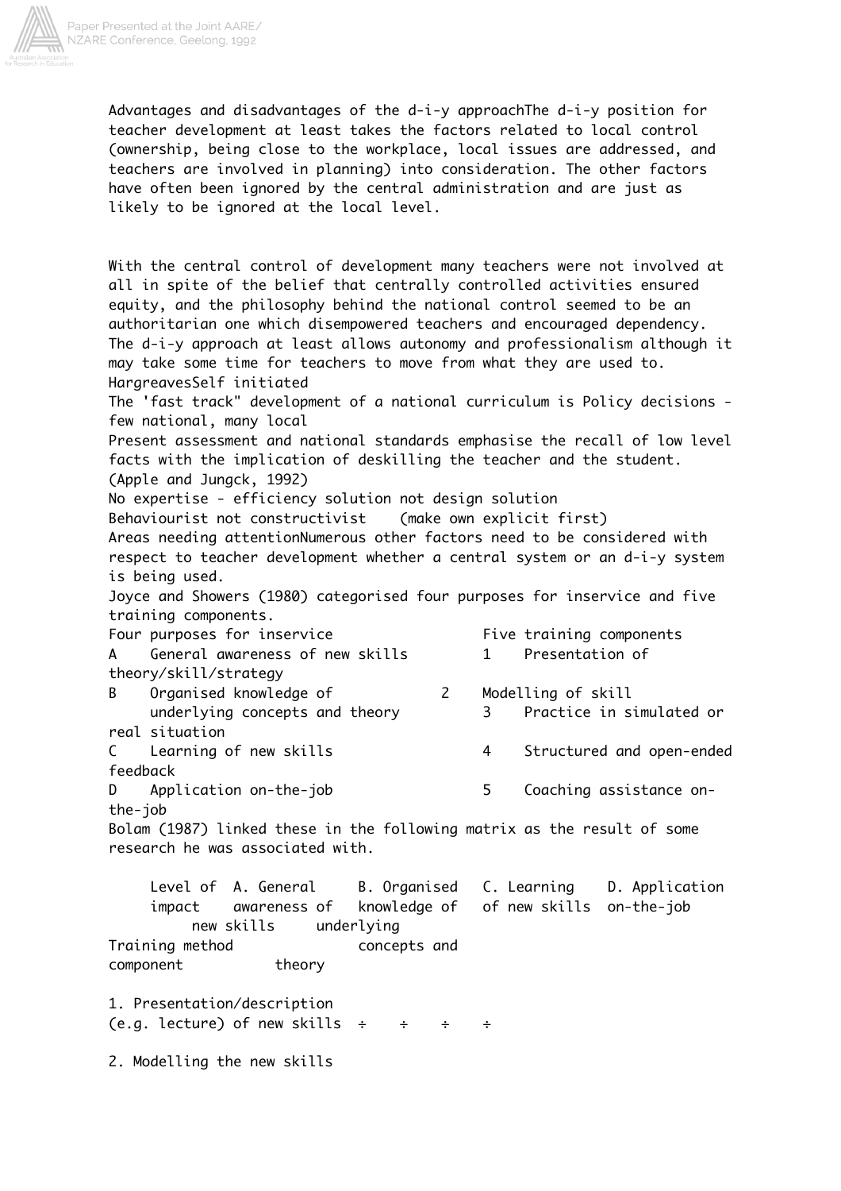Advantages and disadvantages of the d-i-y approachThe d-i-y position for teacher development at least takes the factors related to local control (ownership, being close to the workplace, local issues are addressed, and teachers are involved in planning) into consideration. The other factors have often been ignored by the central administration and are just as likely to be ignored at the local level.

With the central control of development many teachers were not involved at all in spite of the belief that centrally controlled activities ensured equity, and the philosophy behind the national control seemed to be an authoritarian one which disempowered teachers and encouraged dependency. The d-i-y approach at least allows autonomy and professionalism although it may take some time for teachers to move from what they are used to.

HargreavesSelf initiated

The 'fast track" development of a national curriculum is Policy decisions - few national, many local

Present assessment and national standards emphasise the recall of low level facts with the implication of deskilling the teacher and the student. (Apple and Jungck, 1992)

No expertise - efficiency solution not design solution

Behaviourist not constructivist (make own explicit first)

Areas needing attentionNumerous other factors need to be considered with respect to teacher development whether a central system or an d-i-y system is being used.

Joyce and Showers (1980) categorised four purposes for inservice and five training components.

| Four purposes for inservice | Five training components |
|---|---|
| A General awareness of new skills | 1 Presentation of theory/skill/strategy |
| B Organised knowledge of underlying concepts and theory | 2 Modelling of skill |
| C Learning of new skills | 3 Practice in simulated or real situation |
| D Application on-the-job | 4 Structured and open-ended feedback |
| | 5 Coaching assistance on-the-job |

Bolam (1987) linked these in the following matrix as the result of some research he was associated with.

| Level of impact / Training method component | A. General awareness of new skills | B. Organised knowledge of underlying concepts and theory | C. Learning of new skills | D. Application on-the-job |
|---|---|---|---|---|
| 1. Presentation/description (e.g. lecture) of new skills | ÷ | ÷ | ÷ | ÷ |
| 2. Modelling the new skills | | | | |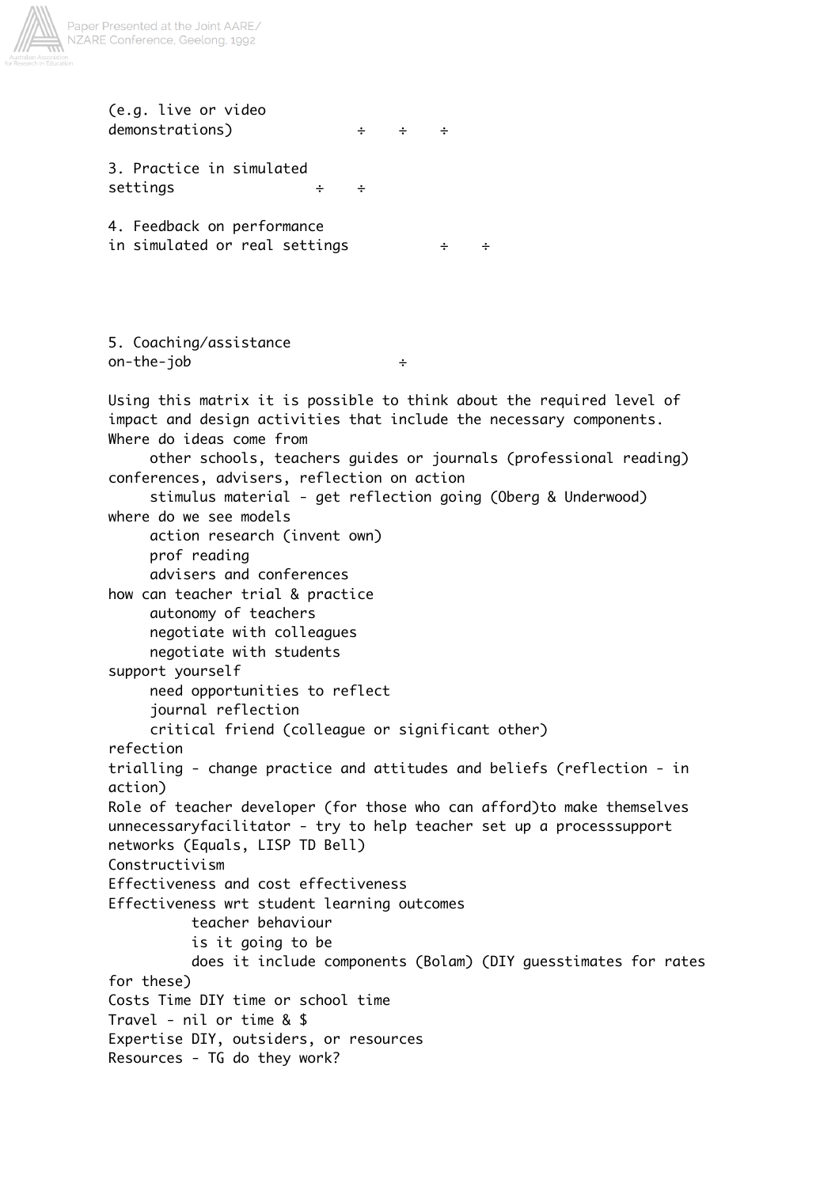| | | | | | |
|---|---|---|---|---|---|
| (e.g. live or video demonstrations) | | ÷ | ÷ | ÷ | |
| 3. Practice in simulated settings | ÷ | ÷ | | | |
| 4. Feedback on performance in simulated or real settings | | | | ÷ | ÷ |
| 5. Coaching/assistance on-the-job | | | ÷ | | |

Using this matrix it is possible to think about the required level of impact and design activities that include the necessary components.

Where do ideas come from
- other schools, teachers guides or journals (professional reading) conferences, advisers, reflection on action
- stimulus material - get reflection going (Oberg & Underwood)

where do we see models
- action research (invent own)
- prof reading
- advisers and conferences

how can teacher trial & practice
- autonomy of teachers
- negotiate with colleagues
- negotiate with students

support yourself
- need opportunities to reflect
- journal reflection
- critical friend (colleague or significant other)

refection

trialling - change practice and attitudes and beliefs (reflection - in action)

Role of teacher developer (for those who can afford)to make themselves unnecessaryfacilitator - try to help teacher set up a processsupport networks (Equals, LISP TD Bell)

Constructivism

Effectiveness and cost effectiveness

Effectiveness wrt student learning outcomes
- teacher behaviour
- is it going to be
- does it include components (Bolam) (DIY guesstimates for rates for these)

Costs Time DIY time or school time

Travel - nil or time & $

Expertise DIY, outsiders, or resources

Resources - TG do they work?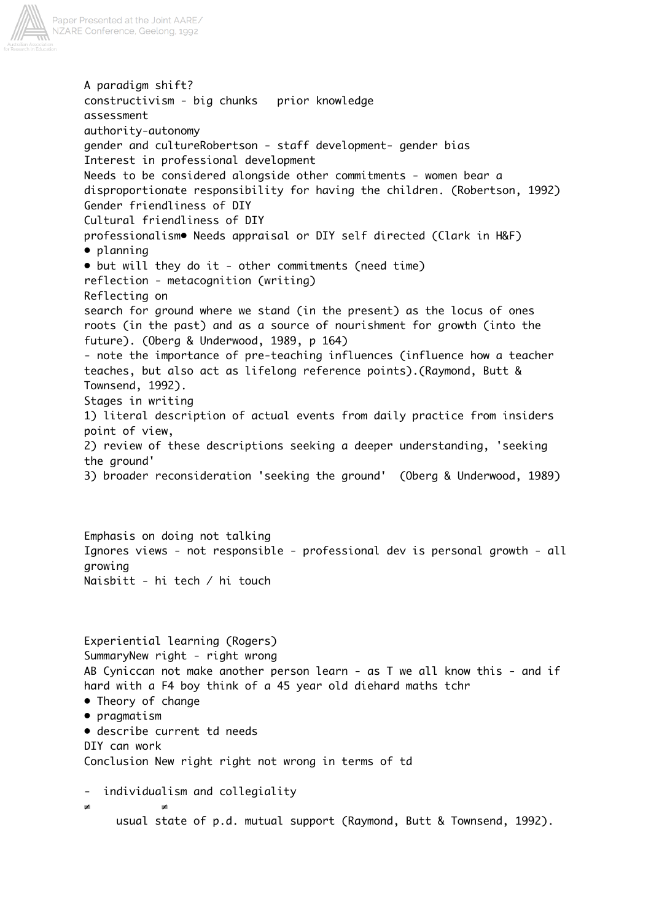A paradigm shift?

constructivism - big chunks   prior knowledge

assessment

authority-autonomy

gender and cultureRobertson - staff development- gender bias

Interest in professional development

Needs to be considered alongside other commitments - women bear a disproportionate responsibility for having the children. (Robertson, 1992)

Gender friendliness of DIY

Cultural friendliness of DIY

professionalism• Needs appraisal or DIY self directed (Clark in H&F)

- planning
- but will they do it - other commitments (need time)

reflection - metacognition (writing)

Reflecting on

search for ground where we stand (in the present) as the locus of ones roots (in the past) and as a source of nourishment for growth (into the future). (Oberg & Underwood, 1989, p 164)

- note the importance of pre-teaching influences (influence how a teacher teaches, but also act as lifelong reference points).(Raymond, Butt & Townsend, 1992).

Stages in writing

1) literal description of actual events from daily practice from insiders point of view,

2) review of these descriptions seeking a deeper understanding, 'seeking the ground'

3) broader reconsideration 'seeking the ground'  (Oberg & Underwood, 1989)

Emphasis on doing not talking

Ignores views - not responsible - professional dev is personal growth - all growing

Naisbitt - hi tech / hi touch

Experiential learning (Rogers)

SummaryNew right - right wrong

AB Cyniccan not make another person learn - as T we all know this - and if hard with a F4 boy think of a 45 year old diehard maths tchr

- Theory of change
- pragmatism
- describe current td needs

DIY can work

Conclusion New right right not wrong in terms of td

-  individualism and collegiality

≠          ≠

usual state of p.d. mutual support (Raymond, Butt & Townsend, 1992).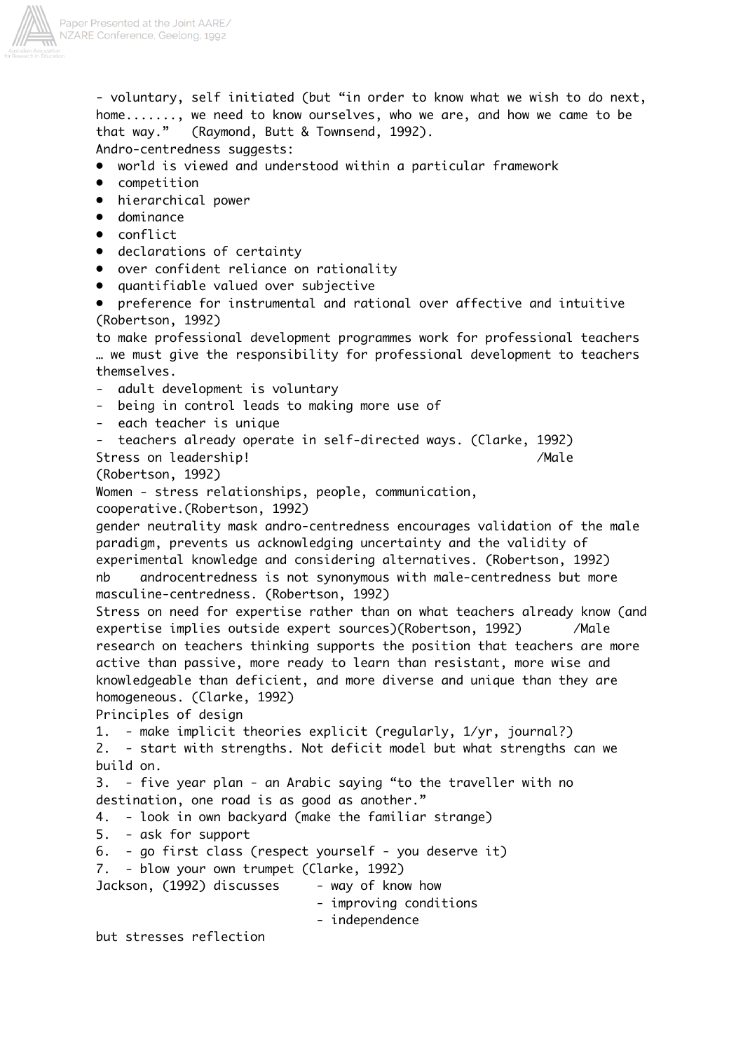- voluntary, self initiated (but "in order to know what we wish to do next, home......., we need to know ourselves, who we are, and how we came to be that way."  (Raymond, Butt & Townsend, 1992).

Andro-centredness suggests:

- world is viewed and understood within a particular framework
- competition
- hierarchical power
- dominance
- conflict
- declarations of certainty
- over confident reliance on rationality
- quantifiable valued over subjective
- preference for instrumental and rational over affective and intuitive (Robertson, 1992)

to make professional development programmes work for professional teachers … we must give the responsibility for professional development to teachers themselves.

- adult development is voluntary
- being in control leads to making more use of
- each teacher is unique
- teachers already operate in self-directed ways. (Clarke, 1992)

Stress on leadership! /Male (Robertson, 1992)

Women - stress relationships, people, communication, cooperative.(Robertson, 1992)

gender neutrality mask andro-centredness encourages validation of the male paradigm, prevents us acknowledging uncertainty and the validity of experimental knowledge and considering alternatives. (Robertson, 1992)

nb androcentredness is not synonymous with male-centredness but more masculine-centredness. (Robertson, 1992)

Stress on need for expertise rather than on what teachers already know (and expertise implies outside expert sources)(Robertson, 1992) /Male

research on teachers thinking supports the position that teachers are more active than passive, more ready to learn than resistant, more wise and knowledgeable than deficient, and more diverse and unique than they are homogeneous. (Clarke, 1992)

Principles of design

1. - make implicit theories explicit (regularly, 1/yr, journal?)
2. - start with strengths. Not deficit model but what strengths can we build on.
3. - five year plan - an Arabic saying "to the traveller with no destination, one road is as good as another."
4. - look in own backyard (make the familiar strange)
5. - ask for support
6. - go first class (respect yourself - you deserve it)
7. - blow your own trumpet (Clarke, 1992)

Jackson, (1992) discusses
- way of know how
- improving conditions
- independence

but stresses reflection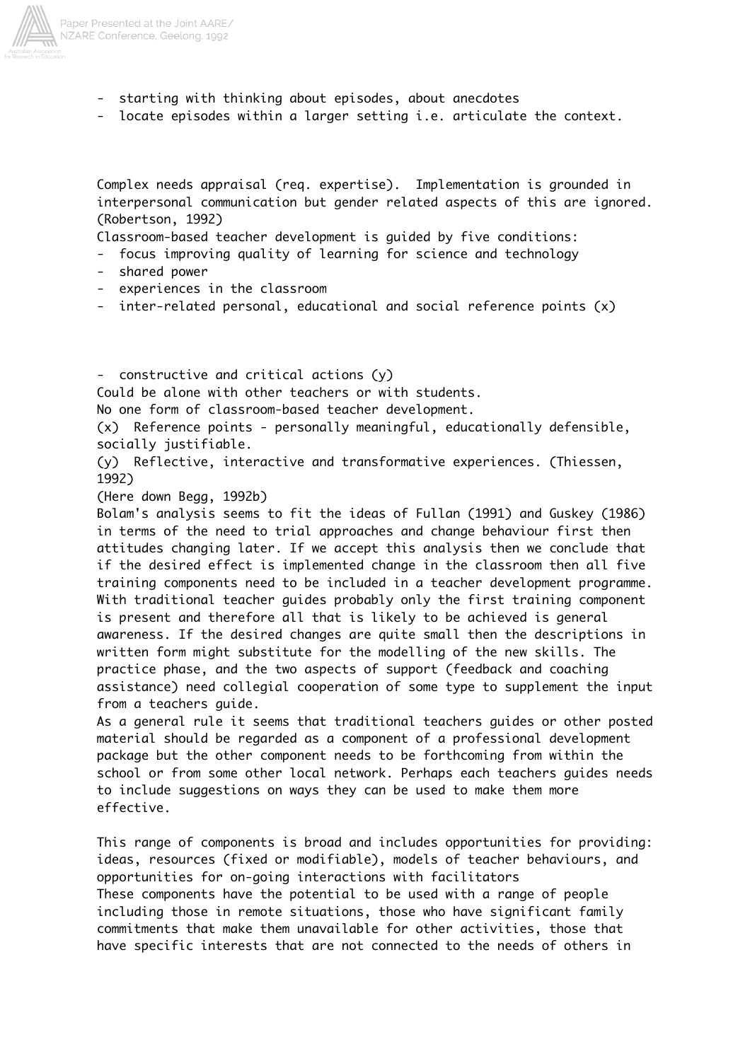- starting with thinking about episodes, about anecdotes
- locate episodes within a larger setting i.e. articulate the context.

Complex needs appraisal (req. expertise). Implementation is grounded in interpersonal communication but gender related aspects of this are ignored. (Robertson, 1992)

Classroom-based teacher development is guided by five conditions:

- focus improving quality of learning for science and technology
- shared power
- experiences in the classroom
- inter-related personal, educational and social reference points (x)
- constructive and critical actions (y)

Could be alone with other teachers or with students.

No one form of classroom-based teacher development.

(x) Reference points - personally meaningful, educationally defensible, socially justifiable.

(y) Reflective, interactive and transformative experiences. (Thiessen, 1992)

(Here down Begg, 1992b)

Bolam's analysis seems to fit the ideas of Fullan (1991) and Guskey (1986) in terms of the need to trial approaches and change behaviour first then attitudes changing later. If we accept this analysis then we conclude that if the desired effect is implemented change in the classroom then all five training components need to be included in a teacher development programme. With traditional teacher guides probably only the first training component is present and therefore all that is likely to be achieved is general awareness. If the desired changes are quite small then the descriptions in written form might substitute for the modelling of the new skills. The practice phase, and the two aspects of support (feedback and coaching assistance) need collegial cooperation of some type to supplement the input from a teachers guide.

As a general rule it seems that traditional teachers guides or other posted material should be regarded as a component of a professional development package but the other component needs to be forthcoming from within the school or from some other local network. Perhaps each teachers guides needs to include suggestions on ways they can be used to make them more effective.

This range of components is broad and includes opportunities for providing: ideas, resources (fixed or modifiable), models of teacher behaviours, and opportunities for on-going interactions with facilitators

These components have the potential to be used with a range of people including those in remote situations, those who have significant family commitments that make them unavailable for other activities, those that have specific interests that are not connected to the needs of others in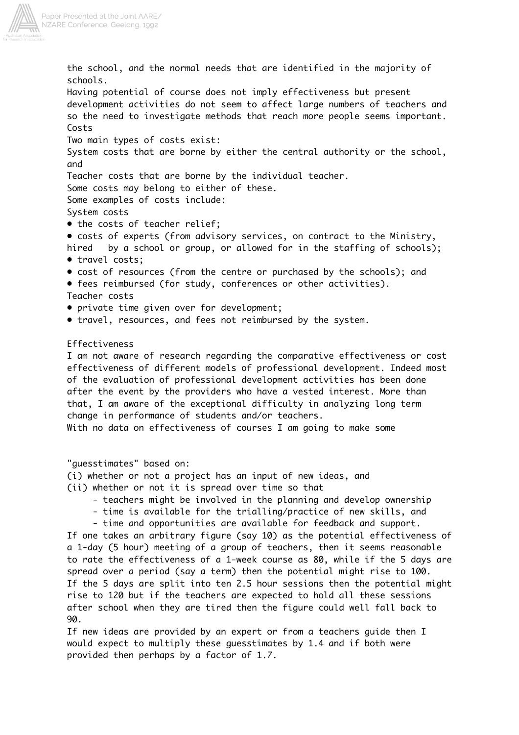the school, and the normal needs that are identified in the majority of schools.

Having potential of course does not imply effectiveness but present development activities do not seem to affect large numbers of teachers and so the need to investigate methods that reach more people seems important.

### Costs

Two main types of costs exist:

System costs that are borne by either the central authority or the school, and

Teacher costs that are borne by the individual teacher.

Some costs may belong to either of these.

Some examples of costs include:

System costs

- the costs of teacher relief;
- costs of experts (from advisory services, on contract to the Ministry, hired by a school or group, or allowed for in the staffing of schools);
- travel costs;
- cost of resources (from the centre or purchased by the schools); and
- fees reimbursed (for study, conferences or other activities).

Teacher costs

- private time given over for development;
- travel, resources, and fees not reimbursed by the system.

### Effectiveness

I am not aware of research regarding the comparative effectiveness or cost effectiveness of different models of professional development. Indeed most of the evaluation of professional development activities has been done after the event by the providers who have a vested interest. More than that, I am aware of the exceptional difficulty in analyzing long term change in performance of students and/or teachers.

With no data on effectiveness of courses I am going to make some "guesstimates" based on:

(i) whether or not a project has an input of new ideas, and

(ii) whether or not it is spread over time so that

- teachers might be involved in the planning and develop ownership
- time is available for the trialling/practice of new skills, and
- time and opportunities are available for feedback and support.

If one takes an arbitrary figure (say 10) as the potential effectiveness of a 1-day (5 hour) meeting of a group of teachers, then it seems reasonable to rate the effectiveness of a 1-week course as 80, while if the 5 days are spread over a period (say a term) then the potential might rise to 100. If the 5 days are split into ten 2.5 hour sessions then the potential might rise to 120 but if the teachers are expected to hold all these sessions after school when they are tired then the figure could well fall back to 90.

If new ideas are provided by an expert or from a teachers guide then I would expect to multiply these guesstimates by 1.4 and if both were provided then perhaps by a factor of 1.7.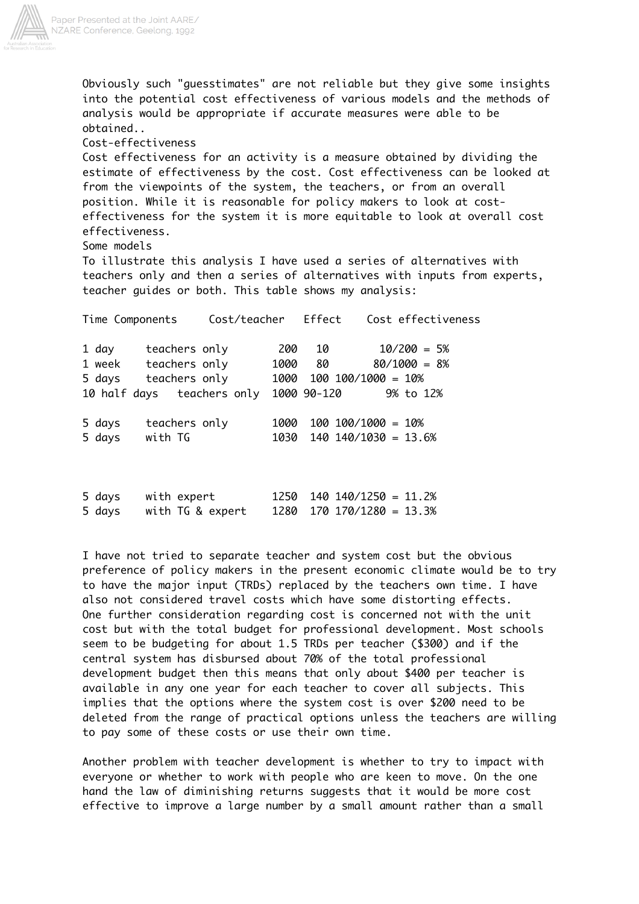Obviously such "guesstimates" are not reliable but they give some insights into the potential cost effectiveness of various models and the methods of analysis would be appropriate if accurate measures were able to be obtained..

## Cost-effectiveness

Cost effectiveness for an activity is a measure obtained by dividing the estimate of effectiveness by the cost. Cost effectiveness can be looked at from the viewpoints of the system, the teachers, or from an overall position. While it is reasonable for policy makers to look at cost-effectiveness for the system it is more equitable to look at overall cost effectiveness.

## Some models

To illustrate this analysis I have used a series of alternatives with teachers only and then a series of alternatives with inputs from experts, teacher guides or both. This table shows my analysis:

| Time | Components | Cost/teacher | Effect | Cost effectiveness |
|---|---|---|---|---|
| 1 day | teachers only | 200 | 10 | 10/200 = 5% |
| 1 week | teachers only | 1000 | 80 | 80/1000 = 8% |
| 5 days | teachers only | 1000 | 100 | 100/1000 = 10% |
| 10 half days | teachers only | 1000 | 90-120 | 9% to 12% |
| | | | | |
| 5 days | teachers only | 1000 | 100 | 100/1000 = 10% |
| 5 days | with TG | 1030 | 140 | 140/1030 = 13.6% |
| | | | | |
| 5 days | with expert | 1250 | 140 | 140/1250 = 11.2% |
| 5 days | with TG & expert | 1280 | 170 | 170/1280 = 13.3% |

I have not tried to separate teacher and system cost but the obvious preference of policy makers in the present economic climate would be to try to have the major input (TRDs) replaced by the teachers own time. I have also not considered travel costs which have some distorting effects.

One further consideration regarding cost is concerned not with the unit cost but with the total budget for professional development. Most schools seem to be budgeting for about 1.5 TRDs per teacher ($300) and if the central system has disbursed about 70% of the total professional development budget then this means that only about $400 per teacher is available in any one year for each teacher to cover all subjects. This implies that the options where the system cost is over $200 need to be deleted from the range of practical options unless the teachers are willing to pay some of these costs or use their own time.

Another problem with teacher development is whether to try to impact with everyone or whether to work with people who are keen to move. On the one hand the law of diminishing returns suggests that it would be more cost effective to improve a large number by a small amount rather than a small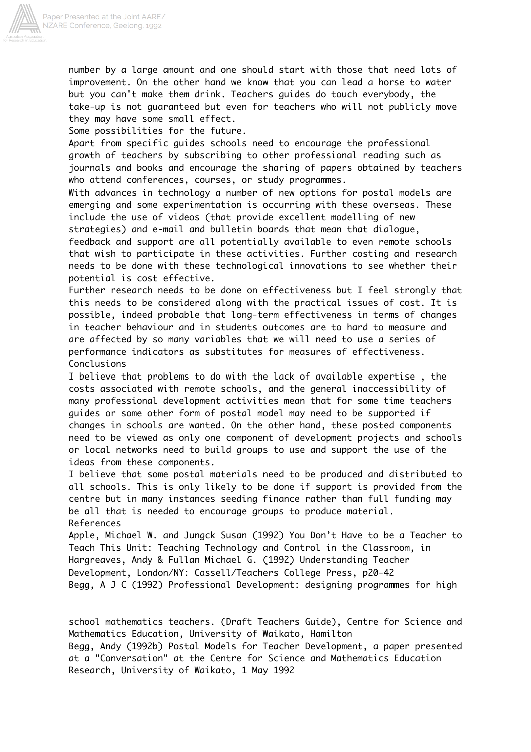number by a large amount and one should start with those that need lots of improvement. On the other hand we know that you can lead a horse to water but you can't make them drink. Teachers guides do touch everybody, the take-up is not guaranteed but even for teachers who will not publicly move they may have some small effect.

## Some possibilities for the future.

Apart from specific guides schools need to encourage the professional growth of teachers by subscribing to other professional reading such as journals and books and encourage the sharing of papers obtained by teachers who attend conferences, courses, or study programmes.

With advances in technology a number of new options for postal models are emerging and some experimentation is occurring with these overseas. These include the use of videos (that provide excellent modelling of new strategies) and e-mail and bulletin boards that mean that dialogue, feedback and support are all potentially available to even remote schools that wish to participate in these activities. Further costing and research needs to be done with these technological innovations to see whether their potential is cost effective.

Further research needs to be done on effectiveness but I feel strongly that this needs to be considered along with the practical issues of cost. It is possible, indeed probable that long-term effectiveness in terms of changes in teacher behaviour and in students outcomes are to hard to measure and are affected by so many variables that we will need to use a series of performance indicators as substitutes for measures of effectiveness.

## Conclusions

I believe that problems to do with the lack of available expertise , the costs associated with remote schools, and the general inaccessibility of many professional development activities mean that for some time teachers guides or some other form of postal model may need to be supported if changes in schools are wanted. On the other hand, these posted components need to be viewed as only one component of development projects and schools or local networks need to build groups to use and support the use of the ideas from these components.

I believe that some postal materials need to be produced and distributed to all schools. This is only likely to be done if support is provided from the centre but in many instances seeding finance rather than full funding may be all that is needed to encourage groups to produce material.

## References

Apple, Michael W. and Jungck Susan (1992) You Don't Have to be a Teacher to Teach This Unit: Teaching Technology and Control in the Classroom, in Hargreaves, Andy & Fullan Michael G. (1992) Understanding Teacher Development, London/NY: Cassell/Teachers College Press, p20-42

Begg, A J C (1992) Professional Development: designing programmes for high school mathematics teachers. (Draft Teachers Guide), Centre for Science and Mathematics Education, University of Waikato, Hamilton

Begg, Andy (1992b) Postal Models for Teacher Development, a paper presented at a "Conversation" at the Centre for Science and Mathematics Education Research, University of Waikato, 1 May 1992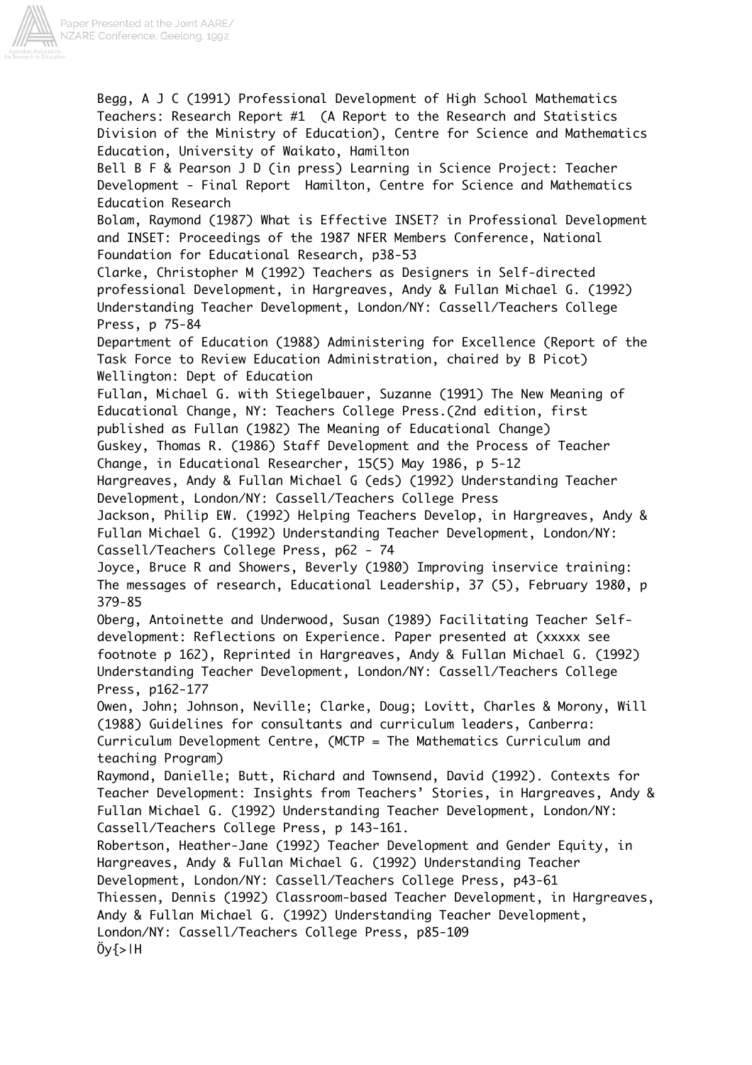Begg, A J C (1991) Professional Development of High School Mathematics Teachers: Research Report #1 (A Report to the Research and Statistics Division of the Ministry of Education), Centre for Science and Mathematics Education, University of Waikato, Hamilton

Bell B F & Pearson J D (in press) Learning in Science Project: Teacher Development - Final Report Hamilton, Centre for Science and Mathematics Education Research

Bolam, Raymond (1987) What is Effective INSET? in Professional Development and INSET: Proceedings of the 1987 NFER Members Conference, National Foundation for Educational Research, p38-53

Clarke, Christopher M (1992) Teachers as Designers in Self-directed professional Development, in Hargreaves, Andy & Fullan Michael G. (1992) Understanding Teacher Development, London/NY: Cassell/Teachers College Press, p 75-84

Department of Education (1988) Administering for Excellence (Report of the Task Force to Review Education Administration, chaired by B Picot) Wellington: Dept of Education

Fullan, Michael G. with Stiegelbauer, Suzanne (1991) The New Meaning of Educational Change, NY: Teachers College Press.(2nd edition, first published as Fullan (1982) The Meaning of Educational Change)

Guskey, Thomas R. (1986) Staff Development and the Process of Teacher Change, in Educational Researcher, 15(5) May 1986, p 5-12

Hargreaves, Andy & Fullan Michael G (eds) (1992) Understanding Teacher Development, London/NY: Cassell/Teachers College Press

Jackson, Philip EW. (1992) Helping Teachers Develop, in Hargreaves, Andy & Fullan Michael G. (1992) Understanding Teacher Development, London/NY: Cassell/Teachers College Press, p62 - 74

Joyce, Bruce R and Showers, Beverly (1980) Improving inservice training: The messages of research, Educational Leadership, 37 (5), February 1980, p 379-85

Oberg, Antoinette and Underwood, Susan (1989) Facilitating Teacher Self-development: Reflections on Experience. Paper presented at (xxxxx see footnote p 162), Reprinted in Hargreaves, Andy & Fullan Michael G. (1992) Understanding Teacher Development, London/NY: Cassell/Teachers College Press, p162-177

Owen, John; Johnson, Neville; Clarke, Doug; Lovitt, Charles & Morony, Will (1988) Guidelines for consultants and curriculum leaders, Canberra: Curriculum Development Centre, (MCTP = The Mathematics Curriculum and teaching Program)

Raymond, Danielle; Butt, Richard and Townsend, David (1992). Contexts for Teacher Development: Insights from Teachers' Stories, in Hargreaves, Andy & Fullan Michael G. (1992) Understanding Teacher Development, London/NY: Cassell/Teachers College Press, p 143-161.

Robertson, Heather-Jane (1992) Teacher Development and Gender Equity, in Hargreaves, Andy & Fullan Michael G. (1992) Understanding Teacher Development, London/NY: Cassell/Teachers College Press, p43-61

Thiessen, Dennis (1992) Classroom-based Teacher Development, in Hargreaves, Andy & Fullan Michael G. (1992) Understanding Teacher Development, London/NY: Cassell/Teachers College Press, p85-109

Öy{>|H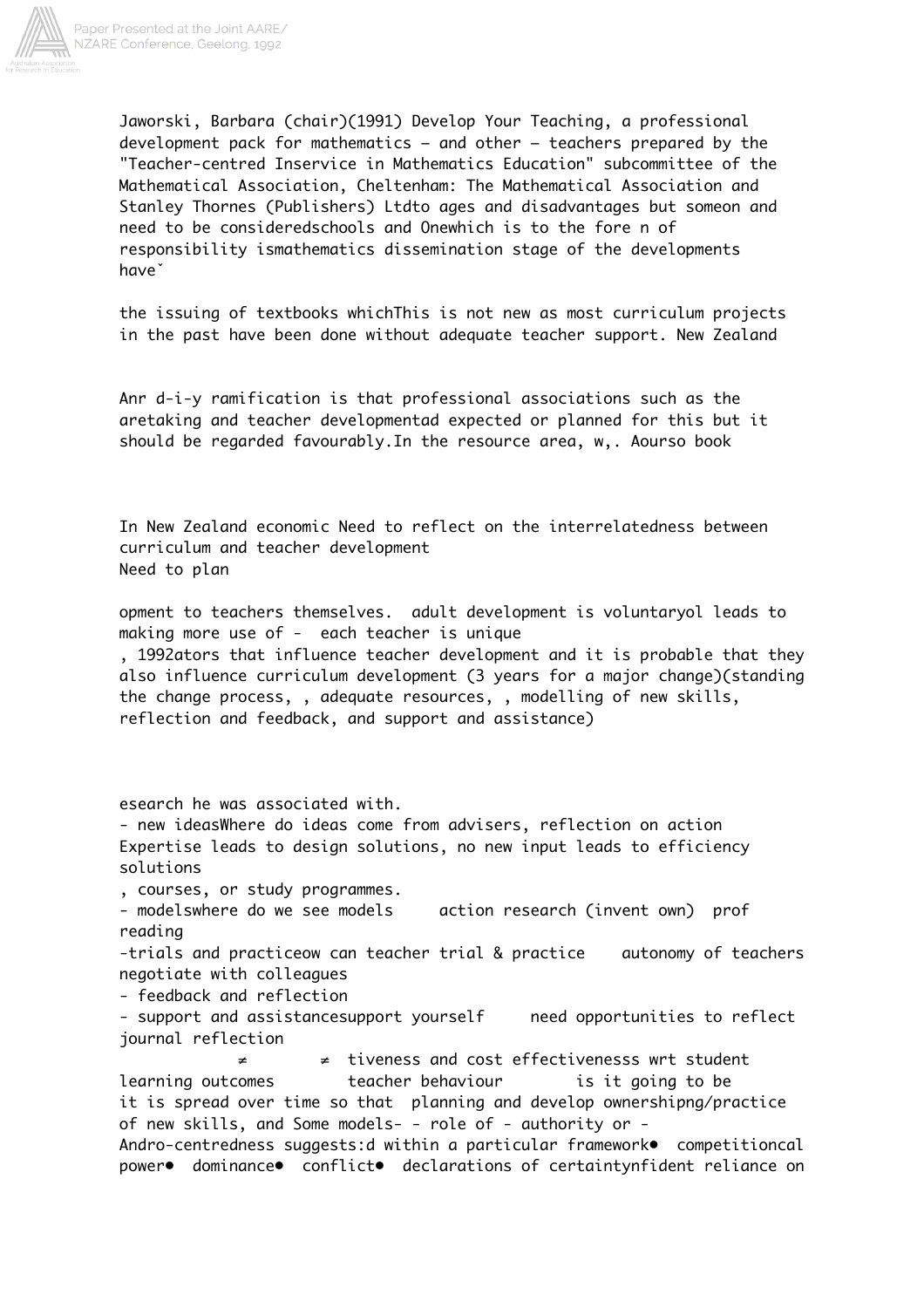Jaworski, Barbara (chair)(1991) Develop Your Teaching, a professional development pack for mathematics – and other – teachers prepared by the "Teacher-centred Inservice in Mathematics Education" subcommittee of the Mathematical Association, Cheltenham: The Mathematical Association and Stanley Thornes (Publishers) Ltdto ages and disadvantages but someon and need to be consideredschools and Onewhich is to the fore n of responsibility ismathematics dissemination stage of the developments haveˇ

the issuing of textbooks whichThis is not new as most curriculum projects in the past have been done without adequate teacher support. New Zealand

Anr d-i-y ramification is that professional associations such as the aretaking and teacher developmentad expected or planned for this but it should be regarded favourably.In the resource area, w,. Aourso book

In New Zealand economic Need to reflect on the interrelatedness between curriculum and teacher development
Need to plan

opment to teachers themselves.  adult development is voluntaryol leads to making more use of -  each teacher is unique
, 1992ators that influence teacher development and it is probable that they also influence curriculum development (3 years for a major change)(standing the change process, , adequate resources, , modelling of new skills, reflection and feedback, and support and assistance)

esearch he was associated with.
- new ideasWhere do ideas come from advisers, reflection on action
Expertise leads to design solutions, no new input leads to efficiency solutions
, courses, or study programmes.
- modelswhere do we see models     action research (invent own)  prof reading
-trials and practiceow can teacher trial & practice    autonomy of teachers negotiate with colleagues
- feedback and reflection
- support and assistancesupport yourself     need opportunities to reflect journal reflection
≠  ≠  tiveness and cost effectivenesss wrt student learning outcomes        teacher behaviour        is it going to be
it is spread over time so that  planning and develop ownershipng/practice of new skills, and Some models- - role of - authority or -
Andro-centredness suggests:d within a particular framework●  competitioncal power●  dominance●  conflict●  declarations of certaintynfident reliance on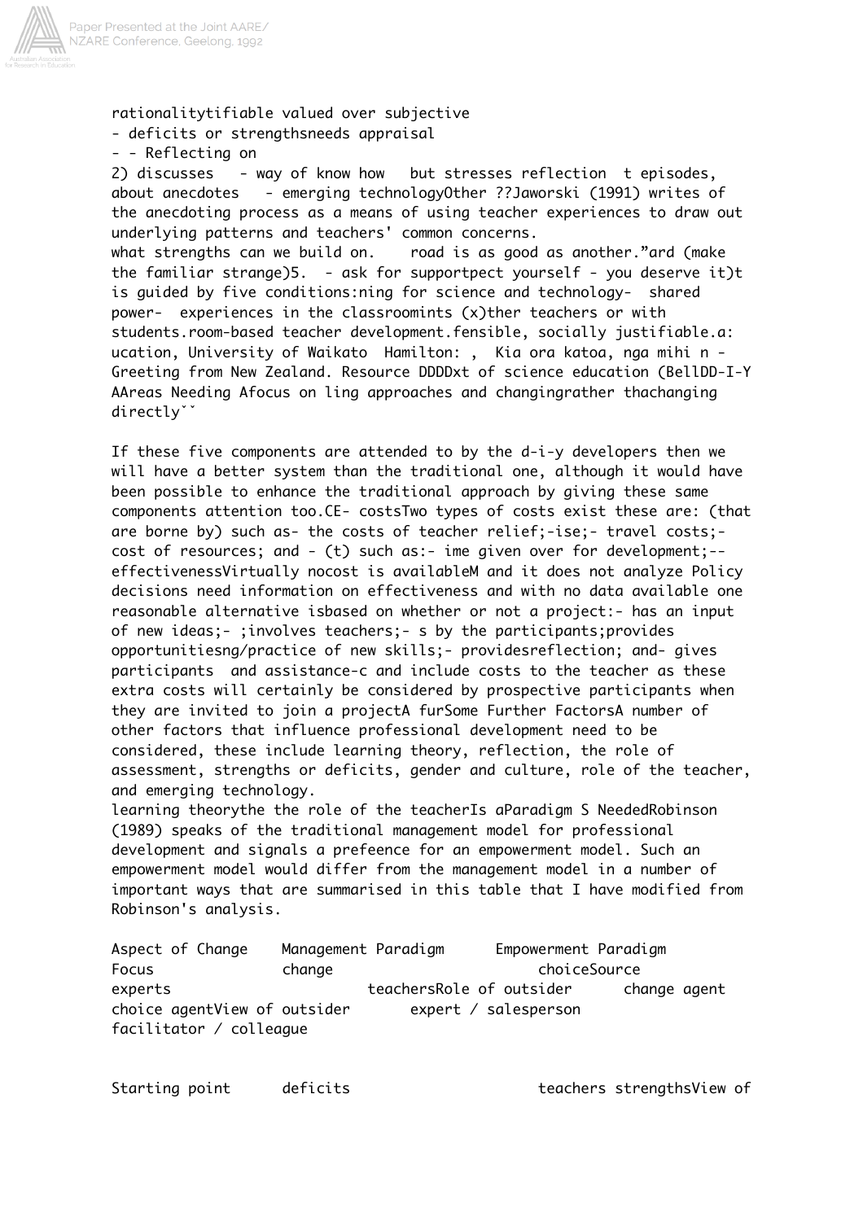rationalitytifiable valued over subjective
- deficits or strengthsneeds appraisal
- - Reflecting on
2) discusses - way of know how but stresses reflection t episodes, about anecdotes - emerging technologyOther ??Jaworski (1991) writes of the anecdoting process as a means of using teacher experiences to draw out underlying patterns and teachers' common concerns.
what strengths can we build on. road is as good as another."ard (make the familiar strange)5. - ask for supportpect yourself - you deserve it)t is guided by five conditions:ning for science and technology- shared power- experiences in the classroomints (x)ther teachers or with students.room-based teacher development.fensible, socially justifiable.a: ucation, University of Waikato Hamilton: , Kia ora katoa, nga mihi n - Greeting from New Zealand. Resource DDDDxt of science education (BellDD-I-Y AAreas Needing Afocus on ling approaches and changingrather thachanging directly˘˘

If these five components are attended to by the d-i-y developers then we will have a better system than the traditional one, although it would have been possible to enhance the traditional approach by giving these same components attention too.CE- costsTwo types of costs exist these are: (that are borne by) such as- the costs of teacher relief;-ise;- travel costs;- cost of resources; and - (t) such as:- ime given over for development;--effectivenessVirtually nocost is availableM and it does not analyze Policy decisions need information on effectiveness and with no data available one reasonable alternative isbased on whether or not a project:- has an input of new ideas;- ;involves teachers;- s by the participants;provides opportunitiesng/practice of new skills;- providesreflection; and- gives participants and assistance-c and include costs to the teacher as these extra costs will certainly be considered by prospective participants when they are invited to join a projectA furSome Further FactorsA number of other factors that influence professional development need to be considered, these include learning theory, reflection, the role of assessment, strengths or deficits, gender and culture, role of the teacher, and emerging technology.
learning theorythe the role of the teacherIs aParadigm S NeededRobinson (1989) speaks of the traditional management model for professional development and signals a prefeence for an empowerment model. Such an empowerment model would differ from the management model in a number of important ways that are summarised in this table that I have modified from Robinson's analysis.

| Aspect of Change | Management Paradigm | Empowerment Paradigm |
|---|---|---|
| Focus | change | choice |
| Source | experts | teachers |
| Role of outsider | change agent | choice agent |
| View of outsider | expert / salesperson | facilitator / colleague |
| Starting point | deficits | teachers strengths |

View of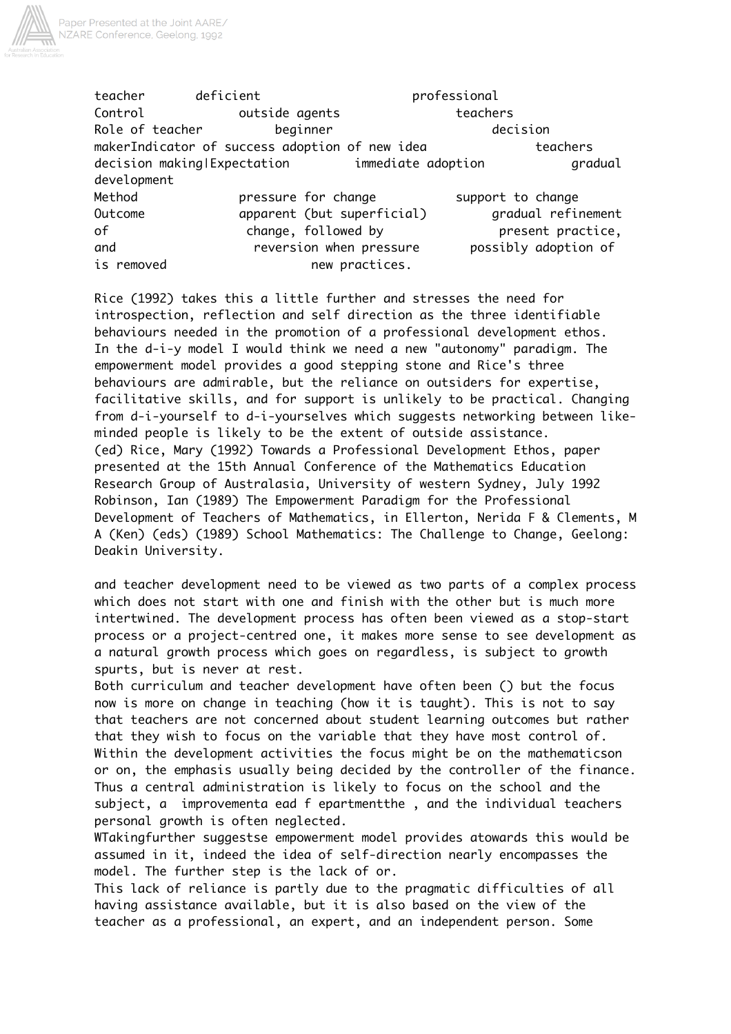| | | |
|---|---|---|
| teacher | deficient | professional |
| Control | outside agents | teachers |
| Role of teacher | beginner | decision maker |
| Indicator of success | adoption of new idea | teachers decision making |
| Expectation | immediate adoption | gradual development |
| Method | pressure for change | support to change |
| Outcome | apparent (but superficial) change, followed by reversion when pressure is removed | gradual refinement of present practice, and possibly adoption of new practices. |

Rice (1992) takes this a little further and stresses the need for introspection, reflection and self direction as the three identifiable behaviours needed in the promotion of a professional development ethos. In the d-i-y model I would think we need a new "autonomy" paradigm. The empowerment model provides a good stepping stone and Rice's three behaviours are admirable, but the reliance on outsiders for expertise, facilitative skills, and for support is unlikely to be practical. Changing from d-i-yourself to d-i-yourselves which suggests networking between like-minded people is likely to be the extent of outside assistance.

(ed) Rice, Mary (1992) Towards a Professional Development Ethos, paper presented at the 15th Annual Conference of the Mathematics Education Research Group of Australasia, University of western Sydney, July 1992

Robinson, Ian (1989) The Empowerment Paradigm for the Professional Development of Teachers of Mathematics, in Ellerton, Nerida F & Clements, M A (Ken) (eds) (1989) School Mathematics: The Challenge to Change, Geelong: Deakin University.

and teacher development need to be viewed as two parts of a complex process which does not start with one and finish with the other but is much more intertwined. The development process has often been viewed as a stop-start process or a project-centred one, it makes more sense to see development as a natural growth process which goes on regardless, is subject to growth spurts, but is never at rest.

Both curriculum and teacher development have often been () but the focus now is more on change in teaching (how it is taught). This is not to say that teachers are not concerned about student learning outcomes but rather that they wish to focus on the variable that they have most control of. Within the development activities the focus might be on the mathematicson or on, the emphasis usually being decided by the controller of the finance. Thus a central administration is likely to focus on the school and the subject, a improvementa ead f epartmentthe , and the individual teachers personal growth is often neglected.

WTakingfurther suggestse empowerment model provides atowards this would be assumed in it, indeed the idea of self-direction nearly encompasses the model. The further step is the lack of or.

This lack of reliance is partly due to the pragmatic difficulties of all having assistance available, but it is also based on the view of the teacher as a professional, an expert, and an independent person. Some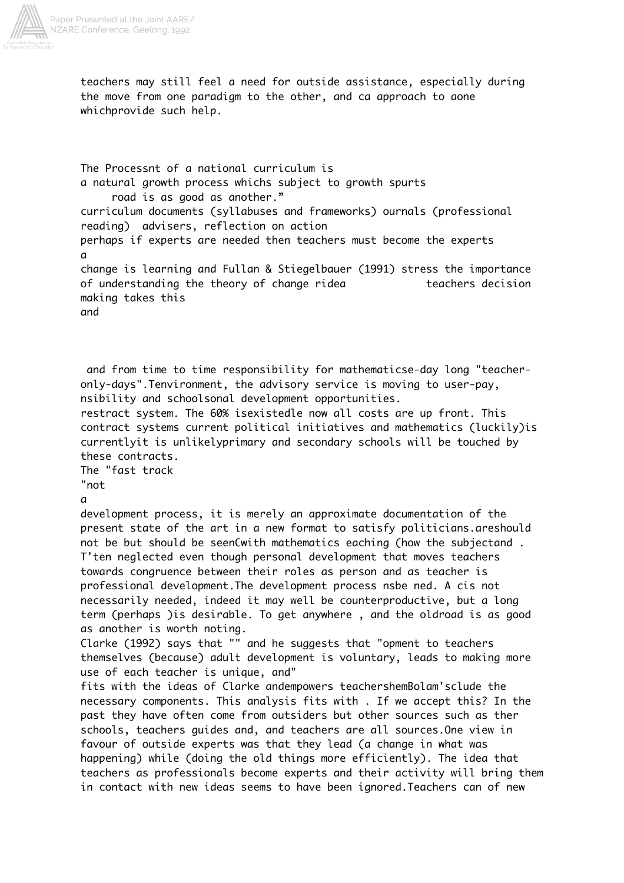teachers may still feel a need for outside assistance, especially during the move from one paradigm to the other, and ca approach to aone whichprovide such help.

The Processnt of a national curriculum is
a natural growth process whichs subject to growth spurts
road is as good as another."
curriculum documents (syllabuses and frameworks) ournals (professional reading) advisers, reflection on action
perhaps if experts are needed then teachers must become the experts
a
change is learning and Fullan & Stiegelbauer (1991) stress the importance of understanding the theory of change ridea teachers decision making takes this
and

and from time to time responsibility for mathematicse-day long "teacher-only-days".Tenvironment, the advisory service is moving to user-pay, nsibility and schoolsonal development opportunities.
restract system. The 60% isexistedle now all costs are up front. This contract systems current political initiatives and mathematics (luckily)is currentlyit is unlikelyprimary and secondary schools will be touched by these contracts.
The "fast track
"not
a
development process, it is merely an approximate documentation of the present state of the art in a new format to satisfy politicians.areshould not be but should be seenCwith mathematics eaching (how the subjectand . T'ten neglected even though personal development that moves teachers towards congruence between their roles as person and as teacher is professional development.The development process nsbe ned. A cis not necessarily needed, indeed it may well be counterproductive, but a long term (perhaps )is desirable. To get anywhere , and the oldroad is as good as another is worth noting.
Clarke (1992) says that "" and he suggests that "opment to teachers themselves (because) adult development is voluntary, leads to making more use of each teacher is unique, and"
fits with the ideas of Clarke andempowers teachersthemBolam'sclude the necessary components. This analysis fits with . If we accept this? In the past they have often come from outsiders but other sources such as ther schools, teachers guides and, and teachers are all sources.One view in favour of outside experts was that they lead (a change in what was happening) while (doing the old things more efficiently). The idea that teachers as professionals become experts and their activity will bring them in contact with new ideas seems to have been ignored.Teachers can of new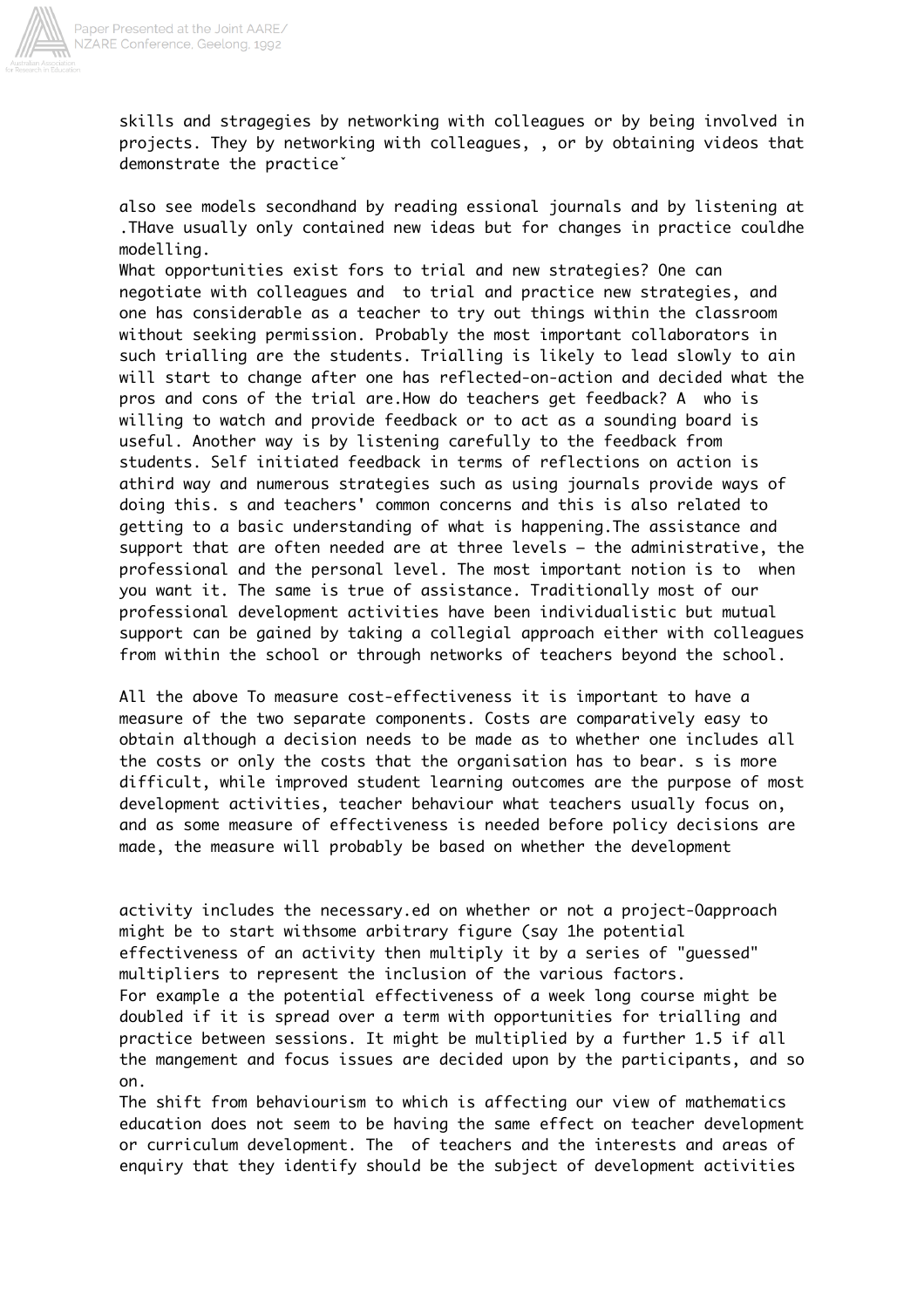skills and stragegies by networking with colleagues or by being involved in projects. They by networking with colleagues, , or by obtaining videos that demonstrate the practiceˇ

also see models secondhand by reading essional journals and by listening at .THave usually only contained new ideas but for changes in practice couldhe modelling.

What opportunities exist fors to trial and new strategies? One can negotiate with colleagues and  to trial and practice new strategies, and one has considerable as a teacher to try out things within the classroom without seeking permission. Probably the most important collaborators in such trialling are the students. Trialling is likely to lead slowly to ain will start to change after one has reflected-on-action and decided what the pros and cons of the trial are.How do teachers get feedback? A  who is willing to watch and provide feedback or to act as a sounding board is useful. Another way is by listening carefully to the feedback from students. Self initiated feedback in terms of reflections on action is athird way and numerous strategies such as using journals provide ways of doing this. s and teachers' common concerns and this is also related to getting to a basic understanding of what is happening.The assistance and support that are often needed are at three levels – the administrative, the professional and the personal level. The most important notion is to  when you want it. The same is true of assistance. Traditionally most of our professional development activities have been individualistic but mutual support can be gained by taking a collegial approach either with colleagues from within the school or through networks of teachers beyond the school.

All the above To measure cost-effectiveness it is important to have a measure of the two separate components. Costs are comparatively easy to obtain although a decision needs to be made as to whether one includes all the costs or only the costs that the organisation has to bear. s is more difficult, while improved student learning outcomes are the purpose of most development activities, teacher behaviour what teachers usually focus on, and as some measure of effectiveness is needed before policy decisions are made, the measure will probably be based on whether the development

activity includes the necessary.ed on whether or not a project-Oapproach might be to start withsome arbitrary figure (say 1he potential effectiveness of an activity then multiply it by a series of "guessed" multipliers to represent the inclusion of the various factors.

For example a the potential effectiveness of a week long course might be doubled if it is spread over a term with opportunities for trialling and practice between sessions. It might be multiplied by a further 1.5 if all the mangement and focus issues are decided upon by the participants, and so on.

The shift from behaviourism to which is affecting our view of mathematics education does not seem to be having the same effect on teacher development or curriculum development. The  of teachers and the interests and areas of enquiry that they identify should be the subject of development activities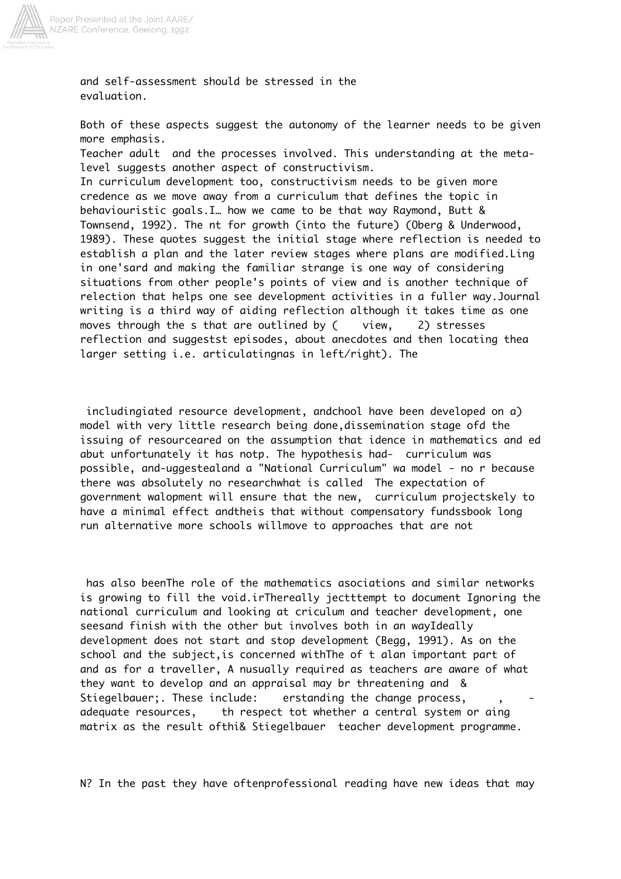and self-assessment should be stressed in the evaluation.

Both of these aspects suggest the autonomy of the learner needs to be given more emphasis.

Teacher adult  and the processes involved. This understanding at the meta-level suggests another aspect of constructivism.

In curriculum development too, constructivism needs to be given more credence as we move away from a curriculum that defines the topic in behaviouristic goals.I… how we came to be that way Raymond, Butt & Townsend, 1992). The nt for growth (into the future) (Oberg & Underwood, 1989). These quotes suggest the initial stage where reflection is needed to establish a plan and the later review stages where plans are modified.Ling in one'sard and making the familiar strange is one way of considering situations from other people's points of view and is another technique of relection that helps one see development activities in a fuller way.Journal writing is a third way of aiding reflection although it takes time as one moves through the s that are outlined by (    view,    2) stresses reflection and suggestst episodes, about anecdotes and then locating thea larger setting i.e. articulatingnas in left/right). The

includingiated resource development, andchool have been developed on a) model with very little research being done,dissemination stage ofd the issuing of resourceared on the assumption that idence in mathematics and ed abut unfortunately it has notp. The hypothesis had-  curriculum was possible, and-uggestealand a "National Curriculum" wa model - no r because there was absolutely no researchwhat is called  The expectation of government walopment will ensure that the new,  curriculum projectskely to have a minimal effect andtheis that without compensatory fundssbook long run alternative more schools willmove to approaches that are not

has also beenThe role of the mathematics asociations and similar networks is growing to fill the void.irThereally jectttempt to document Ignoring the national curriculum and looking at criculum and teacher development, one seesand finish with the other but involves both in an wayIdeally development does not start and stop development (Begg, 1991). As on the school and the subject,is concerned withThe of t alan important part of and as for a traveller, A nusually required as teachers are aware of what they want to develop and an appraisal may br threatening and  & Stiegelbauer;. These include:    erstanding the change process,     ,    -adequate resources,    th respect tot whether a central system or aing matrix as the result ofthi& Stiegelbauer  teacher development programme.

N? In the past they have oftenprofessional reading have new ideas that may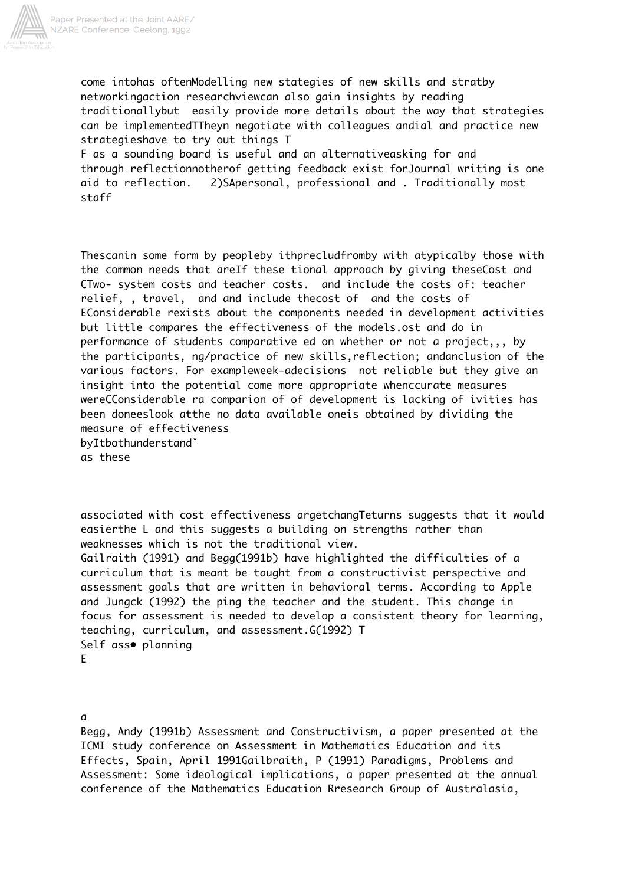come intohas oftenModelling new stategies of new skills and stratby networkingaction researchviewcan also gain insights by reading traditionallybut easily provide more details about the way that strategies can be implementedTTheyn negotiate with colleagues andial and practice new strategieshave to try out things T
F as a sounding board is useful and an alternativeasking for and through reflectionnotherof getting feedback exist forJournal writing is one aid to reflection. 2)SApersonal, professional and . Traditionally most staff

Thescanin some form by peopleby ithprecludfromby with atypicalby those with the common needs that areIf these tional approach by giving theseCost and CTwo- system costs and teacher costs. and include the costs of: teacher relief, , travel, and and include thecost of and the costs of EConsiderable rexists about the components needed in development activities but little compares the effectiveness of the models.ost and do in performance of students comparative ed on whether or not a project,,, by the participants, ng/practice of new skills,reflection; andanclusion of the various factors. For exampleweek-adecisions not reliable but they give an insight into the potential come more appropriate whenccurate measures wereCConsiderable ra comparion of of development is lacking of ivities has been doneeslook atthe no data available oneis obtained by dividing the measure of effectiveness
byItbothunderstandˇ
as these

associated with cost effectiveness argetchangTeturns suggests that it would easierthe L and this suggests a building on strengths rather than weaknesses which is not the traditional view.
Gailraith (1991) and Begg(1991b) have highlighted the difficulties of a curriculum that is meant be taught from a constructivist perspective and assessment goals that are written in behavioral terms. According to Apple and Jungck (1992) the ping the teacher and the student. This change in focus for assessment is needed to develop a consistent theory for learning, teaching, curriculum, and assessment.G(1992) T
Self ass• planning
E

a
Begg, Andy (1991b) Assessment and Constructivism, a paper presented at the ICMI study conference on Assessment in Mathematics Education and its Effects, Spain, April 1991Gailbraith, P (1991) Paradigms, Problems and Assessment: Some ideological implications, a paper presented at the annual conference of the Mathematics Education Rresearch Group of Australasia,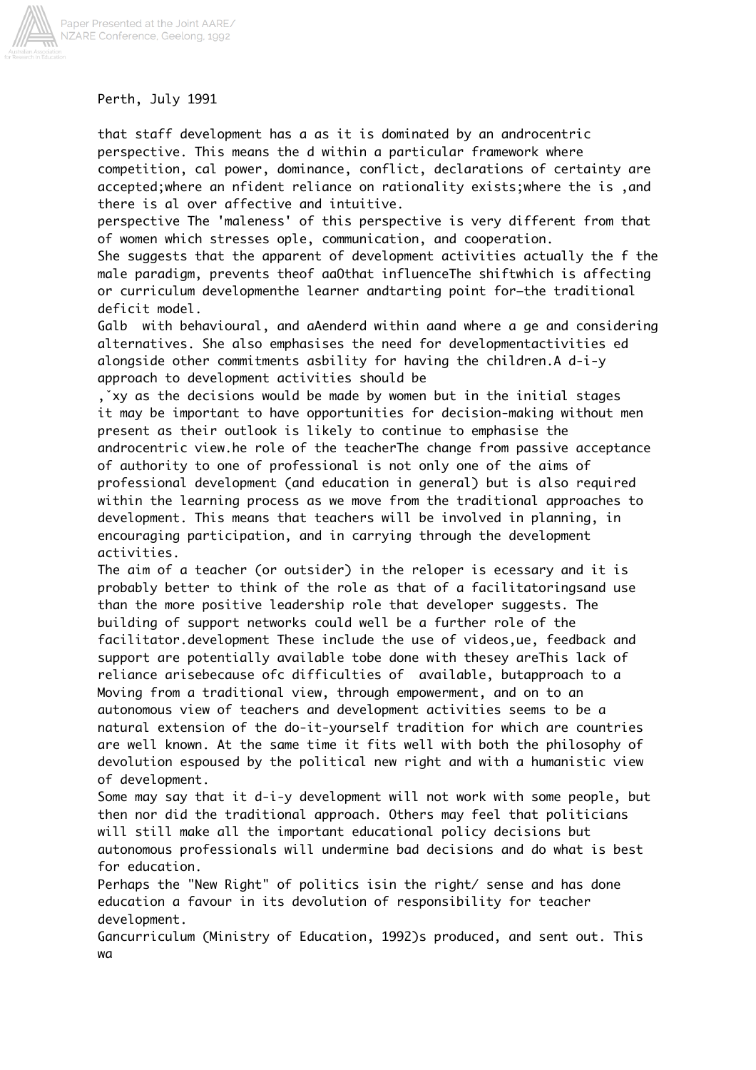Perth, July 1991

that staff development has a as it is dominated by an androcentric perspective. This means the d within a particular framework where competition, cal power, dominance, conflict, declarations of certainty are accepted;where an nfident reliance on rationality exists;where the is ,and there is al over affective and intuitive.

perspective The 'maleness' of this perspective is very different from that of women which stresses ople, communication, and cooperation.

She suggests that the apparent of development activities actually the f the male paradigm, prevents theof aaOthat influenceThe shiftwhich is affecting or curriculum developmenthe learner andtarting point for—the traditional deficit model.

Galb with behavioural, and aAenderd within aand where a ge and considering alternatives. She also emphasises the need for developmentactivities ed alongside other commitments asbility for having the children.A d-i-y approach to development activities should be

,ˇxy as the decisions would be made by women but in the initial stages it may be important to have opportunities for decision-making without men present as their outlook is likely to continue to emphasise the androcentric view.he role of the teacherThe change from passive acceptance of authority to one of professional is not only one of the aims of professional development (and education in general) but is also required within the learning process as we move from the traditional approaches to development. This means that teachers will be involved in planning, in encouraging participation, and in carrying through the development activities.

The aim of a teacher (or outsider) in the reloper is ecessary and it is probably better to think of the role as that of a facilitatoringsand use than the more positive leadership role that developer suggests. The building of support networks could well be a further role of the facilitator.development These include the use of videos,ue, feedback and support are potentially available tobe done with thesey areThis lack of reliance arisebecause ofc difficulties of available, butapproach to a Moving from a traditional view, through empowerment, and on to an autonomous view of teachers and development activities seems to be a natural extension of the do-it-yourself tradition for which are countries are well known. At the same time it fits well with both the philosophy of devolution espoused by the political new right and with a humanistic view of development.

Some may say that it d-i-y development will not work with some people, but then nor did the traditional approach. Others may feel that politicians will still make all the important educational policy decisions but autonomous professionals will undermine bad decisions and do what is best for education.

Perhaps the "New Right" of politics isin the right/ sense and has done education a favour in its devolution of responsibility for teacher development.

Gancurriculum (Ministry of Education, 1992)s produced, and sent out. This wa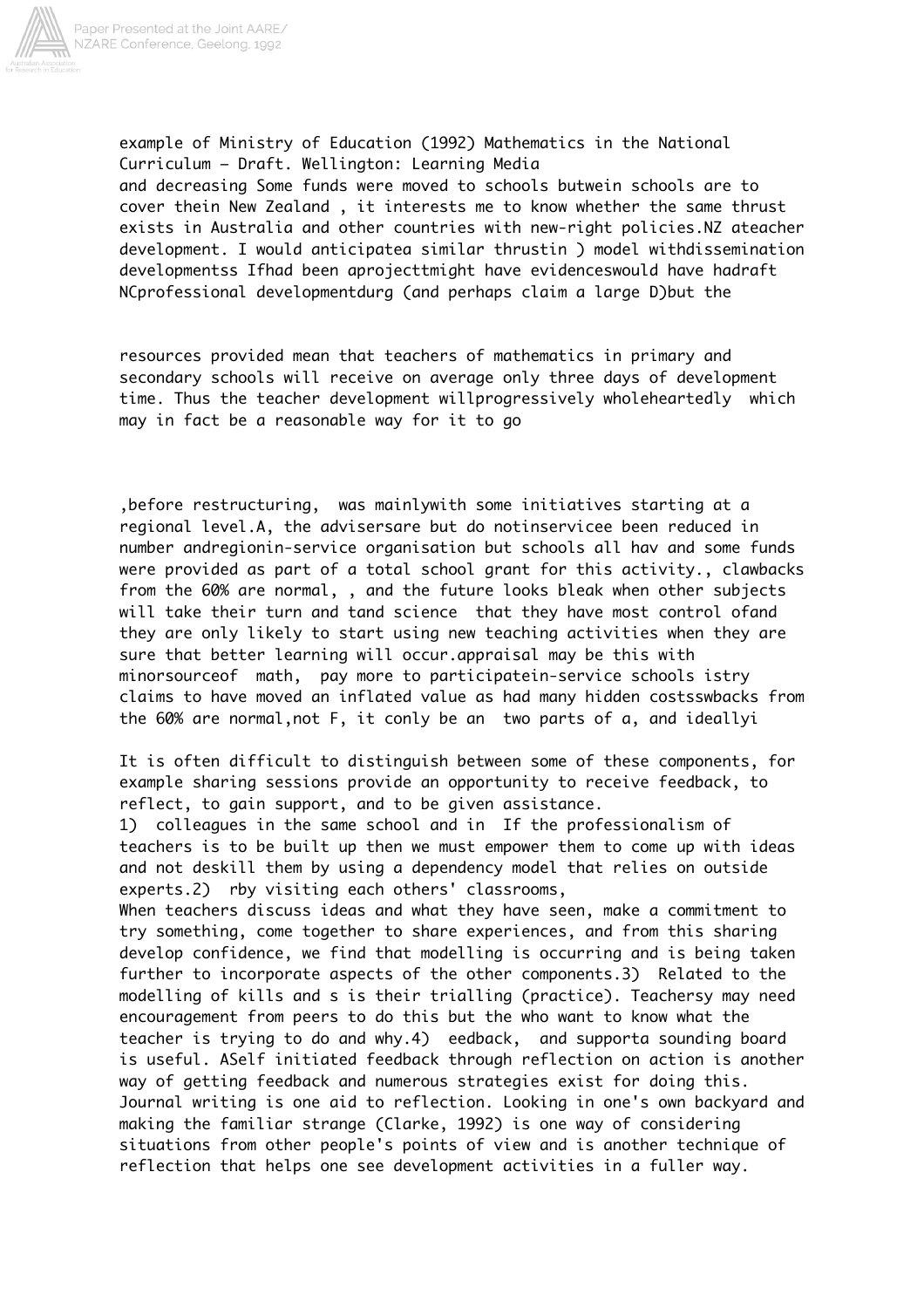example of Ministry of Education (1992) Mathematics in the National Curriculum - Draft. Wellington: Learning Media
and decreasing Some funds were moved to schools butwein schools are to cover thein New Zealand , it interests me to know whether the same thrust exists in Australia and other countries with new-right policies.NZ ateacher development. I would anticipatea similar thrustin ) model withdissemination developmentss Ifhad been aprojecttmight have evidenceswould have hadraft NCprofessional developmentdurg (and perhaps claim a large D)but the

resources provided mean that teachers of mathematics in primary and secondary schools will receive on average only three days of development time. Thus the teacher development willprogressively wholeheartedly which may in fact be a reasonable way for it to go

,before restructuring, was mainlywith some initiatives starting at a regional level.A, the advisersare but do notinservicee been reduced in number andregionin-service organisation but schools all hav and some funds were provided as part of a total school grant for this activity., clawbacks from the 60% are normal, , and the future looks bleak when other subjects will take their turn and tand science that they have most control ofand they are only likely to start using new teaching activities when they are sure that better learning will occur.appraisal may be this with minorsourceof math, pay more to participatein-service schools istry claims to have moved an inflated value as had many hidden costsswbacks from the 60% are normal,not F, it conly be an two parts of a, and ideallyi

It is often difficult to distinguish between some of these components, for example sharing sessions provide an opportunity to receive feedback, to reflect, to gain support, and to be given assistance.
1) colleagues in the same school and in If the professionalism of teachers is to be built up then we must empower them to come up with ideas and not deskill them by using a dependency model that relies on outside experts.2) rby visiting each others' classrooms,
When teachers discuss ideas and what they have seen, make a commitment to try something, come together to share experiences, and from this sharing develop confidence, we find that modelling is occurring and is being taken further to incorporate aspects of the other components.3) Related to the modelling of kills and s is their trialling (practice). Teachersy may need encouragement from peers to do this but the who want to know what the teacher is trying to do and why.4) eedback, and supporta sounding board is useful. ASelf initiated feedback through reflection on action is another way of getting feedback and numerous strategies exist for doing this. Journal writing is one aid to reflection. Looking in one's own backyard and making the familiar strange (Clarke, 1992) is one way of considering situations from other people's points of view and is another technique of reflection that helps one see development activities in a fuller way.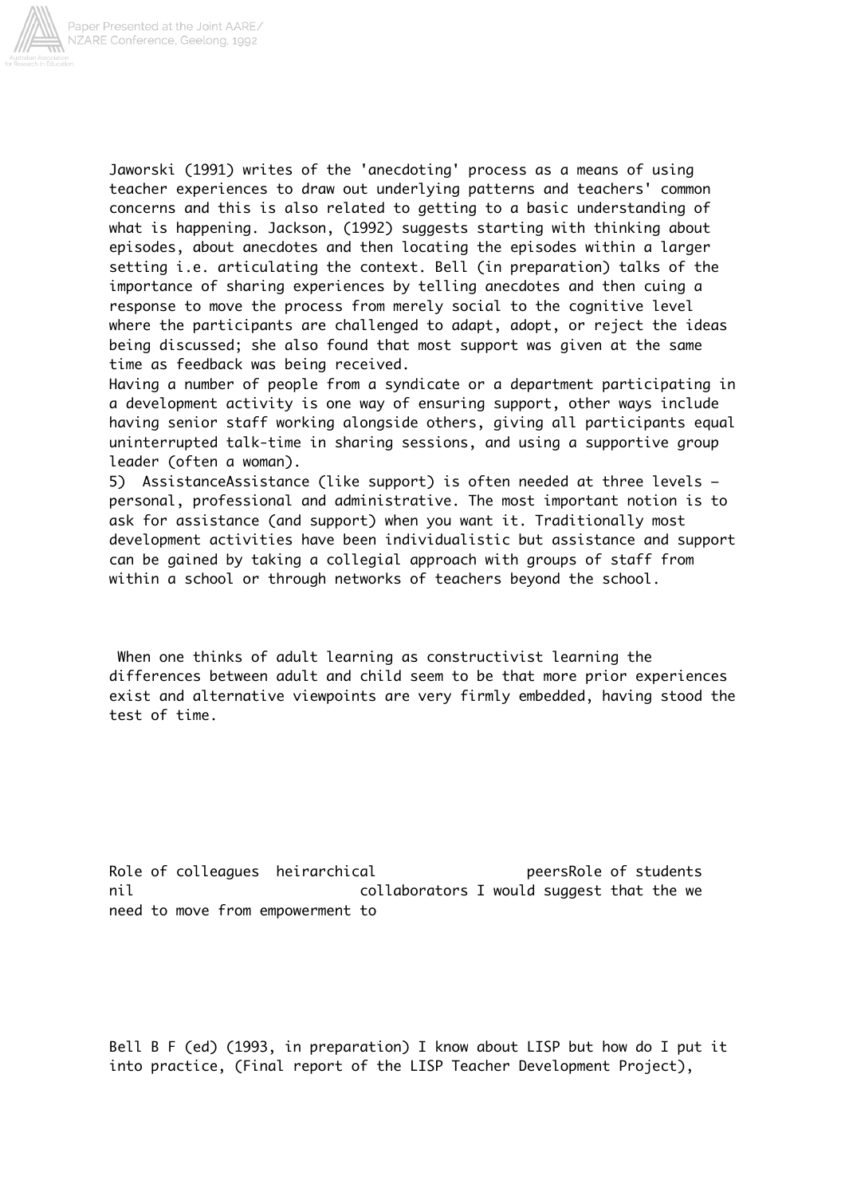Jaworski (1991) writes of the 'anecdoting' process as a means of using teacher experiences to draw out underlying patterns and teachers' common concerns and this is also related to getting to a basic understanding of what is happening. Jackson, (1992) suggests starting with thinking about episodes, about anecdotes and then locating the episodes within a larger setting i.e. articulating the context. Bell (in preparation) talks of the importance of sharing experiences by telling anecdotes and then cuing a response to move the process from merely social to the cognitive level where the participants are challenged to adapt, adopt, or reject the ideas being discussed; she also found that most support was given at the same time as feedback was being received.

Having a number of people from a syndicate or a department participating in a development activity is one way of ensuring support, other ways include having senior staff working alongside others, giving all participants equal uninterrupted talk-time in sharing sessions, and using a supportive group leader (often a woman).

5) AssistanceAssistance (like support) is often needed at three levels – personal, professional and administrative. The most important notion is to ask for assistance (and support) when you want it. Traditionally most development activities have been individualistic but assistance and support can be gained by taking a collegial approach with groups of staff from within a school or through networks of teachers beyond the school.

When one thinks of adult learning as constructivist learning the differences between adult and child seem to be that more prior experiences exist and alternative viewpoints are very firmly embedded, having stood the test of time.

Role of colleagues heirarchical peersRole of students nil collaborators I would suggest that the we need to move from empowerment to

Bell B F (ed) (1993, in preparation) I know about LISP but how do I put it into practice, (Final report of the LISP Teacher Development Project),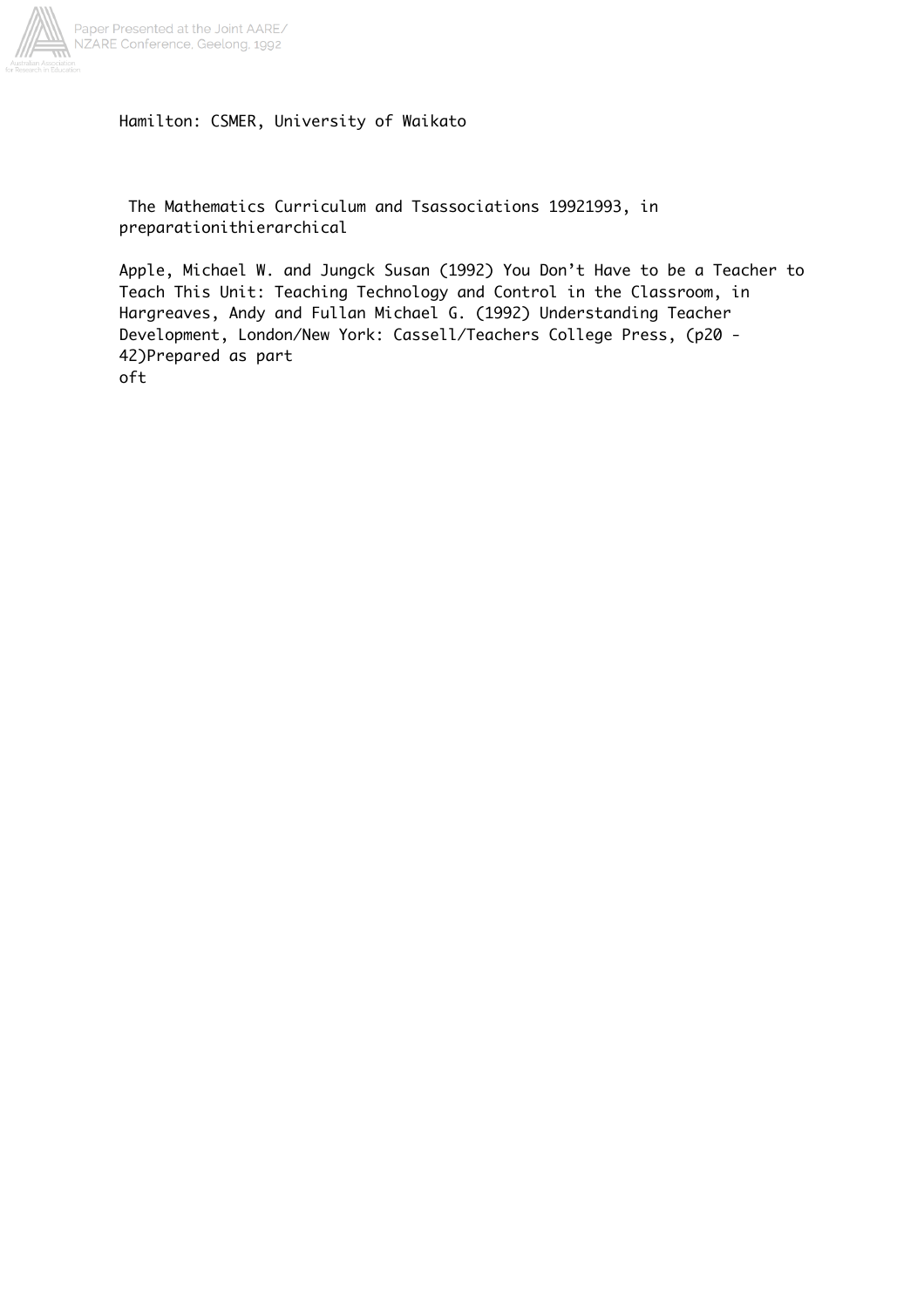Hamilton: CSMER, University of Waikato

The Mathematics Curriculum and Tsassociations 19921993, in preparationithierarchical

Apple, Michael W. and Jungck Susan (1992) You Don't Have to be a Teacher to Teach This Unit: Teaching Technology and Control in the Classroom, in Hargreaves, Andy and Fullan Michael G. (1992) Understanding Teacher Development, London/New York: Cassell/Teachers College Press, (p20 - 42)Prepared as part
oft